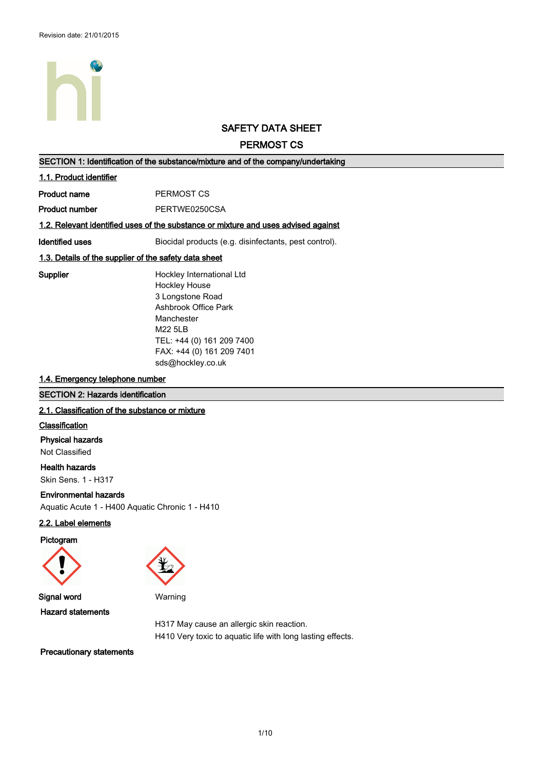Revision date: 21/01/2015

# SAFETY DATA SHEET

# PERMOST CS

## SECTION 1: Identification of the substance/mixture and of the company/undertaking

### 1.1. Product identifier

**Product name** PERMOST CS

**Product number** PERTWE0250CSA

### 1.2. Relevant identified uses of the substance or mixture and uses advised against

**Identified uses** Biocidal products (e.g. disinfectants, pest control).

### 1.3. Details of the supplier of the safety data sheet

**Supplier**

Hockley International Ltd
Hockley House
3 Longstone Road
Ashbrook Office Park
Manchester
M22 5LB
TEL: +44 (0) 161 209 7400
FAX: +44 (0) 161 209 7401
sds@hockley.co.uk

### 1.4. Emergency telephone number

## SECTION 2: Hazards identification

### 2.1. Classification of the substance or mixture

**Classification**

**Physical hazards**
Not Classified

**Health hazards**
Skin Sens. 1 - H317

**Environmental hazards**
Aquatic Acute 1 - H400 Aquatic Chronic 1 - H410

### 2.2. Label elements

**Pictogram**

**Signal word** Warning

**Hazard statements**

H317 May cause an allergic skin reaction.
H410 Very toxic to aquatic life with long lasting effects.

**Precautionary statements**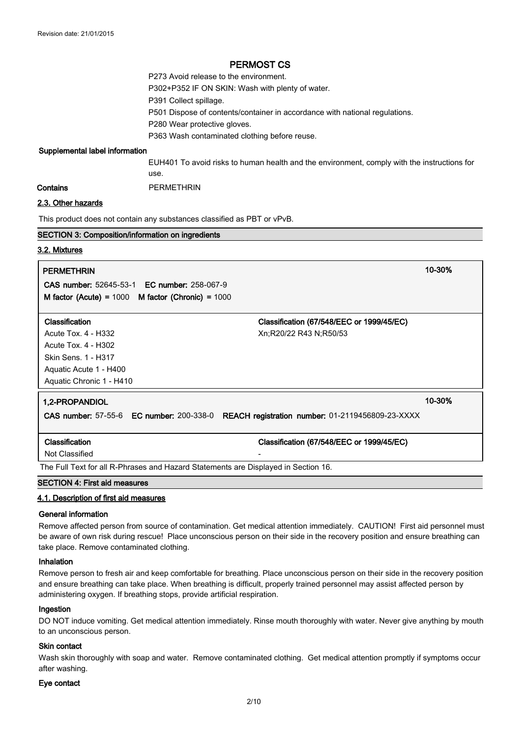P273 Avoid release to the environment.
P302+P352 IF ON SKIN: Wash with plenty of water.
P391 Collect spillage.
P501 Dispose of contents/container in accordance with national regulations.
P280 Wear protective gloves.
P363 Wash contaminated clothing before reuse.

**Supplemental label information**

EUH401 To avoid risks to human health and the environment, comply with the instructions for use.

**Contains** PERMETHRIN

### 2.3. Other hazards

This product does not contain any substances classified as PBT or vPvB.

## SECTION 3: Composition/information on ingredients

### 3.2. Mixtures

**PERMETHRIN** 10-30%

**CAS number:** 52645-53-1 **EC number:** 258-067-9

**M factor (Acute)** = 1000 **M factor (Chronic)** = 1000

| Classification | Classification (67/548/EEC or 1999/45/EC) |
|---|---|
| Acute Tox. 4 - H332 | Xn;R20/22 R43 N;R50/53 |
| Acute Tox. 4 - H302 | |
| Skin Sens. 1 - H317 | |
| Aquatic Acute 1 - H400 | |
| Aquatic Chronic 1 - H410 | |

**1,2-PROPANDIOL** 10-30%

**CAS number:** 57-55-6 **EC number:** 200-338-0 **REACH registration number:** 01-2119456809-23-XXXX

| Classification | Classification (67/548/EEC or 1999/45/EC) |
|---|---|
| Not Classified | - |

The Full Text for all R-Phrases and Hazard Statements are Displayed in Section 16.

## SECTION 4: First aid measures

### 4.1. Description of first aid measures

**General information**

Remove affected person from source of contamination. Get medical attention immediately. CAUTION! First aid personnel must be aware of own risk during rescue! Place unconscious person on their side in the recovery position and ensure breathing can take place. Remove contaminated clothing.

**Inhalation**

Remove person to fresh air and keep comfortable for breathing. Place unconscious person on their side in the recovery position and ensure breathing can take place. When breathing is difficult, properly trained personnel may assist affected person by administering oxygen. If breathing stops, provide artificial respiration.

**Ingestion**

DO NOT induce vomiting. Get medical attention immediately. Rinse mouth thoroughly with water. Never give anything by mouth to an unconscious person.

**Skin contact**

Wash skin thoroughly with soap and water. Remove contaminated clothing. Get medical attention promptly if symptoms occur after washing.

**Eye contact**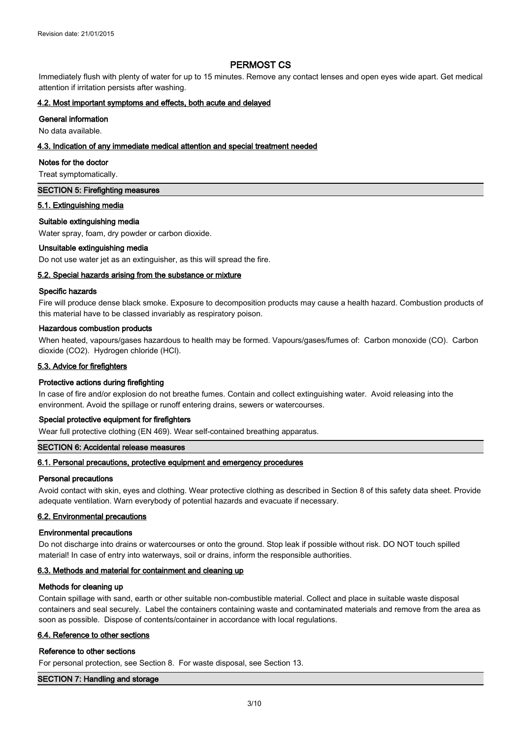Immediately flush with plenty of water for up to 15 minutes. Remove any contact lenses and open eyes wide apart. Get medical attention if irritation persists after washing.

### 4.2. Most important symptoms and effects, both acute and delayed

**General information**

No data available.

### 4.3. Indication of any immediate medical attention and special treatment needed

**Notes for the doctor**

Treat symptomatically.

## SECTION 5: Firefighting measures

### 5.1. Extinguishing media

**Suitable extinguishing media**

Water spray, foam, dry powder or carbon dioxide.

**Unsuitable extinguishing media**

Do not use water jet as an extinguisher, as this will spread the fire.

### 5.2. Special hazards arising from the substance or mixture

**Specific hazards**

Fire will produce dense black smoke. Exposure to decomposition products may cause a health hazard. Combustion products of this material have to be classed invariably as respiratory poison.

**Hazardous combustion products**

When heated, vapours/gases hazardous to health may be formed. Vapours/gases/fumes of: Carbon monoxide (CO). Carbon dioxide ($CO_2$). Hydrogen chloride (HCl).

### 5.3. Advice for firefighters

**Protective actions during firefighting**

In case of fire and/or explosion do not breathe fumes. Contain and collect extinguishing water. Avoid releasing into the environment. Avoid the spillage or runoff entering drains, sewers or watercourses.

**Special protective equipment for firefighters**

Wear full protective clothing (EN 469). Wear self-contained breathing apparatus.

## SECTION 6: Accidental release measures

### 6.1. Personal precautions, protective equipment and emergency procedures

**Personal precautions**

Avoid contact with skin, eyes and clothing. Wear protective clothing as described in Section 8 of this safety data sheet. Provide adequate ventilation. Warn everybody of potential hazards and evacuate if necessary.

### 6.2. Environmental precautions

**Environmental precautions**

Do not discharge into drains or watercourses or onto the ground. Stop leak if possible without risk. DO NOT touch spilled material! In case of entry into waterways, soil or drains, inform the responsible authorities.

### 6.3. Methods and material for containment and cleaning up

**Methods for cleaning up**

Contain spillage with sand, earth or other suitable non-combustible material. Collect and place in suitable waste disposal containers and seal securely. Label the containers containing waste and contaminated materials and remove from the area as soon as possible. Dispose of contents/container in accordance with local regulations.

### 6.4. Reference to other sections

**Reference to other sections**

For personal protection, see Section 8. For waste disposal, see Section 13.

## SECTION 7: Handling and storage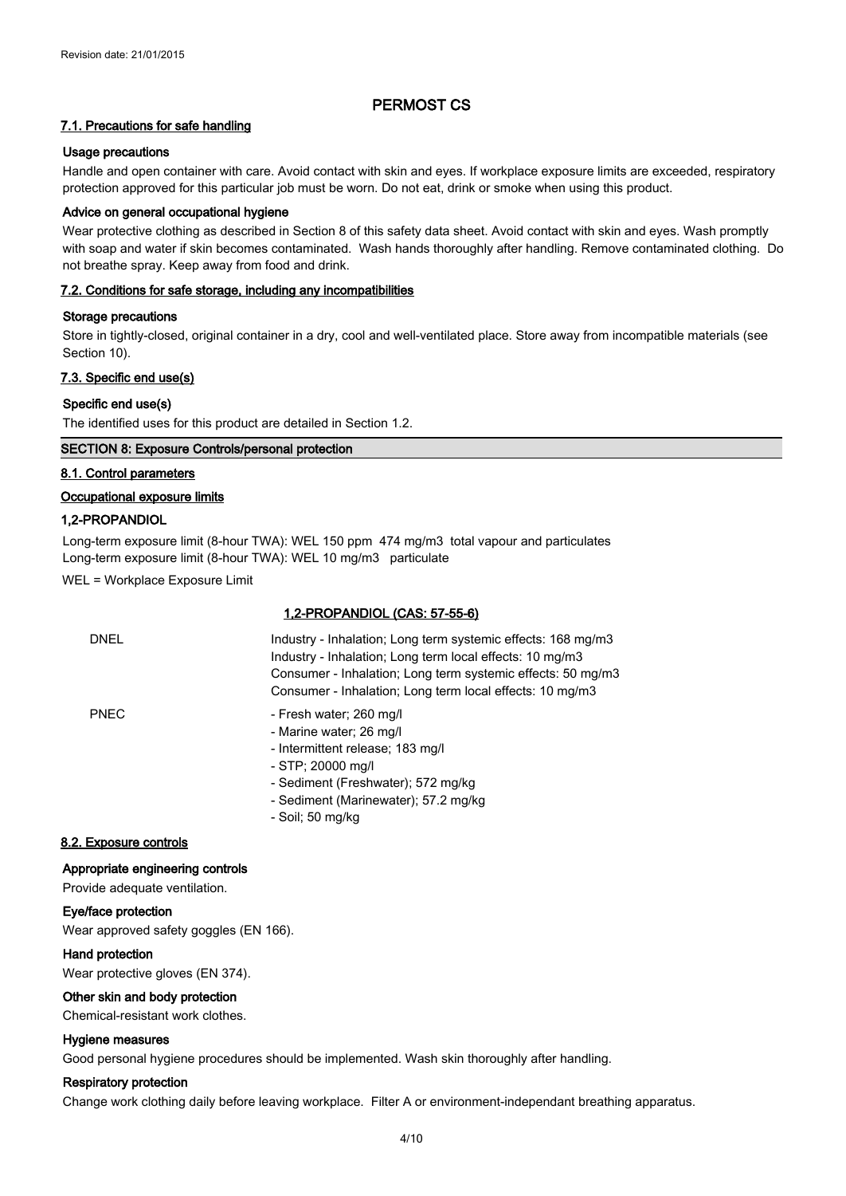# PERMOST CS

### 7.1. Precautions for safe handling

**Usage precautions**

Handle and open container with care. Avoid contact with skin and eyes. If workplace exposure limits are exceeded, respiratory protection approved for this particular job must be worn. Do not eat, drink or smoke when using this product.

**Advice on general occupational hygiene**

Wear protective clothing as described in Section 8 of this safety data sheet. Avoid contact with skin and eyes. Wash promptly with soap and water if skin becomes contaminated. Wash hands thoroughly after handling. Remove contaminated clothing. Do not breathe spray. Keep away from food and drink.

### 7.2. Conditions for safe storage, including any incompatibilities

**Storage precautions**

Store in tightly-closed, original container in a dry, cool and well-ventilated place. Store away from incompatible materials (see Section 10).

### 7.3. Specific end use(s)

**Specific end use(s)**

The identified uses for this product are detailed in Section 1.2.

## SECTION 8: Exposure Controls/personal protection

### 8.1. Control parameters

**Occupational exposure limits**

**1,2-PROPANDIOL**

Long-term exposure limit (8-hour TWA): WEL 150 ppm 474 mg/m3 total vapour and particulates
Long-term exposure limit (8-hour TWA): WEL 10 mg/m3 particulate

WEL = Workplace Exposure Limit

**1,2-PROPANDIOL (CAS: 57-55-6)**

| | |
|---|---|
| DNEL | Industry - Inhalation; Long term systemic effects: 168 mg/m3<br>Industry - Inhalation; Long term local effects: 10 mg/m3<br>Consumer - Inhalation; Long term systemic effects: 50 mg/m3<br>Consumer - Inhalation; Long term local effects: 10 mg/m3 |
| PNEC | - Fresh water; 260 mg/l<br>- Marine water; 26 mg/l<br>- Intermittent release; 183 mg/l<br>- STP; 20000 mg/l<br>- Sediment (Freshwater); 572 mg/kg<br>- Sediment (Marinewater); 57.2 mg/kg<br>- Soil; 50 mg/kg |

### 8.2. Exposure controls

**Appropriate engineering controls**

Provide adequate ventilation.

**Eye/face protection**

Wear approved safety goggles (EN 166).

**Hand protection**

Wear protective gloves (EN 374).

**Other skin and body protection**

Chemical-resistant work clothes.

**Hygiene measures**

Good personal hygiene procedures should be implemented. Wash skin thoroughly after handling.

**Respiratory protection**

Change work clothing daily before leaving workplace. Filter A or environment-independant breathing apparatus.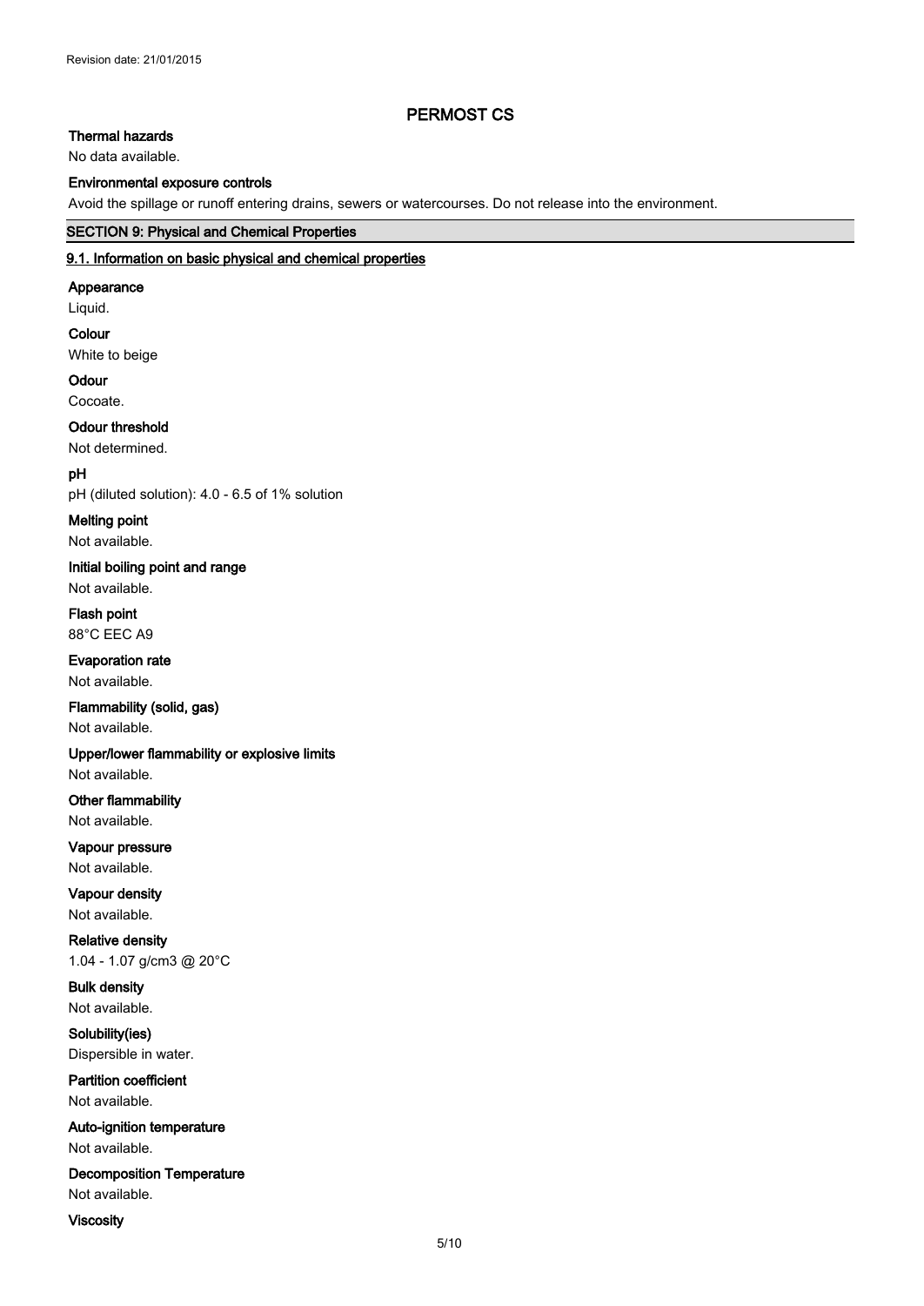#### Thermal hazards

No data available.

#### Environmental exposure controls

Avoid the spillage or runoff entering drains, sewers or watercourses. Do not release into the environment.

## SECTION 9: Physical and Chemical Properties

### 9.1. Information on basic physical and chemical properties

**Appearance**

Liquid.

**Colour**

White to beige

**Odour**

Cocoate.

**Odour threshold**

Not determined.

**pH**

pH (diluted solution): 4.0 - 6.5 of 1% solution

**Melting point**

Not available.

**Initial boiling point and range**

Not available.

**Flash point**

88°C EEC A9

**Evaporation rate**

Not available.

**Flammability (solid, gas)**

Not available.

**Upper/lower flammability or explosive limits**

Not available.

**Other flammability**

Not available.

**Vapour pressure**

Not available.

**Vapour density**

Not available.

**Relative density**

1.04 - 1.07 g/cm3 @ 20°C

**Bulk density**

Not available.

**Solubility(ies)**

Dispersible in water.

**Partition coefficient**

Not available.

**Auto-ignition temperature**

Not available.

**Decomposition Temperature**

Not available.

**Viscosity**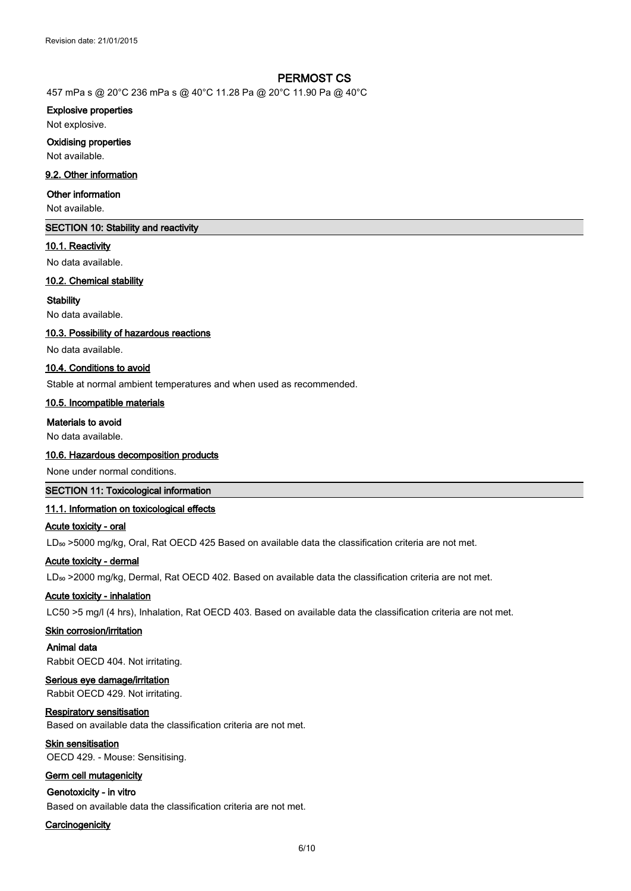457 mPa s @ 20°C 236 mPa s @ 40°C 11.28 Pa @ 20°C 11.90 Pa @ 40°C

**Explosive properties**

Not explosive.

**Oxidising properties**

Not available.

### 9.2. Other information

**Other information**

Not available.

## SECTION 10: Stability and reactivity

### 10.1. Reactivity

No data available.

### 10.2. Chemical stability

**Stability**

No data available.

### 10.3. Possibility of hazardous reactions

No data available.

### 10.4. Conditions to avoid

Stable at normal ambient temperatures and when used as recommended.

### 10.5. Incompatible materials

**Materials to avoid**

No data available.

### 10.6. Hazardous decomposition products

None under normal conditions.

## SECTION 11: Toxicological information

### 11.1. Information on toxicological effects

**Acute toxicity - oral**

$LD_{50}$ >5000 mg/kg, Oral, Rat OECD 425 Based on available data the classification criteria are not met.

**Acute toxicity - dermal**

$LD_{50}$ >2000 mg/kg, Dermal, Rat OECD 402. Based on available data the classification criteria are not met.

**Acute toxicity - inhalation**

LC50 >5 mg/l (4 hrs), Inhalation, Rat OECD 403. Based on available data the classification criteria are not met.

**Skin corrosion/irritation**

**Animal data**

Rabbit OECD 404. Not irritating.

**Serious eye damage/irritation**

Rabbit OECD 429. Not irritating.

**Respiratory sensitisation**

Based on available data the classification criteria are not met.

**Skin sensitisation**

OECD 429. - Mouse: Sensitising.

**Germ cell mutagenicity**

**Genotoxicity - in vitro**

Based on available data the classification criteria are not met.

**Carcinogenicity**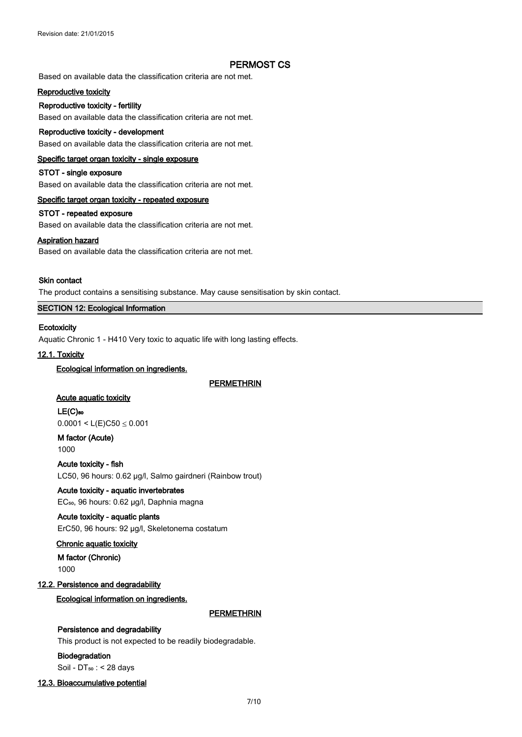Based on available data the classification criteria are not met.

**Reproductive toxicity**

**Reproductive toxicity - fertility**

Based on available data the classification criteria are not met.

**Reproductive toxicity - development**

Based on available data the classification criteria are not met.

**Specific target organ toxicity - single exposure**

**STOT - single exposure**

Based on available data the classification criteria are not met.

**Specific target organ toxicity - repeated exposure**

**STOT - repeated exposure**

Based on available data the classification criteria are not met.

**Aspiration hazard**

Based on available data the classification criteria are not met.

**Skin contact**

The product contains a sensitising substance. May cause sensitisation by skin contact.

## SECTION 12: Ecological Information

**Ecotoxicity**

Aquatic Chronic 1 - H410 Very toxic to aquatic life with long lasting effects.

### 12.1. Toxicity

**Ecological information on ingredients.**

**PERMETHRIN**

**Acute aquatic toxicity**

**$LE(C)_{50}$**

$0.0001 < L(E)C50 \leq 0.001$

**M factor (Acute)**

1000

**Acute toxicity - fish**

LC50, 96 hours: 0.62 µg/l, Salmo gairdneri (Rainbow trout)

**Acute toxicity - aquatic invertebrates**

$EC_{50}$, 96 hours: 0.62 µg/l, Daphnia magna

**Acute toxicity - aquatic plants**

ErC50, 96 hours: 92 µg/l, Skeletonema costatum

**Chronic aquatic toxicity**

**M factor (Chronic)**

1000

### 12.2. Persistence and degradability

**Ecological information on ingredients.**

**PERMETHRIN**

**Persistence and degradability**

This product is not expected to be readily biodegradable.

**Biodegradation**

Soil - $DT_{50}$ : < 28 days

### 12.3. Bioaccumulative potential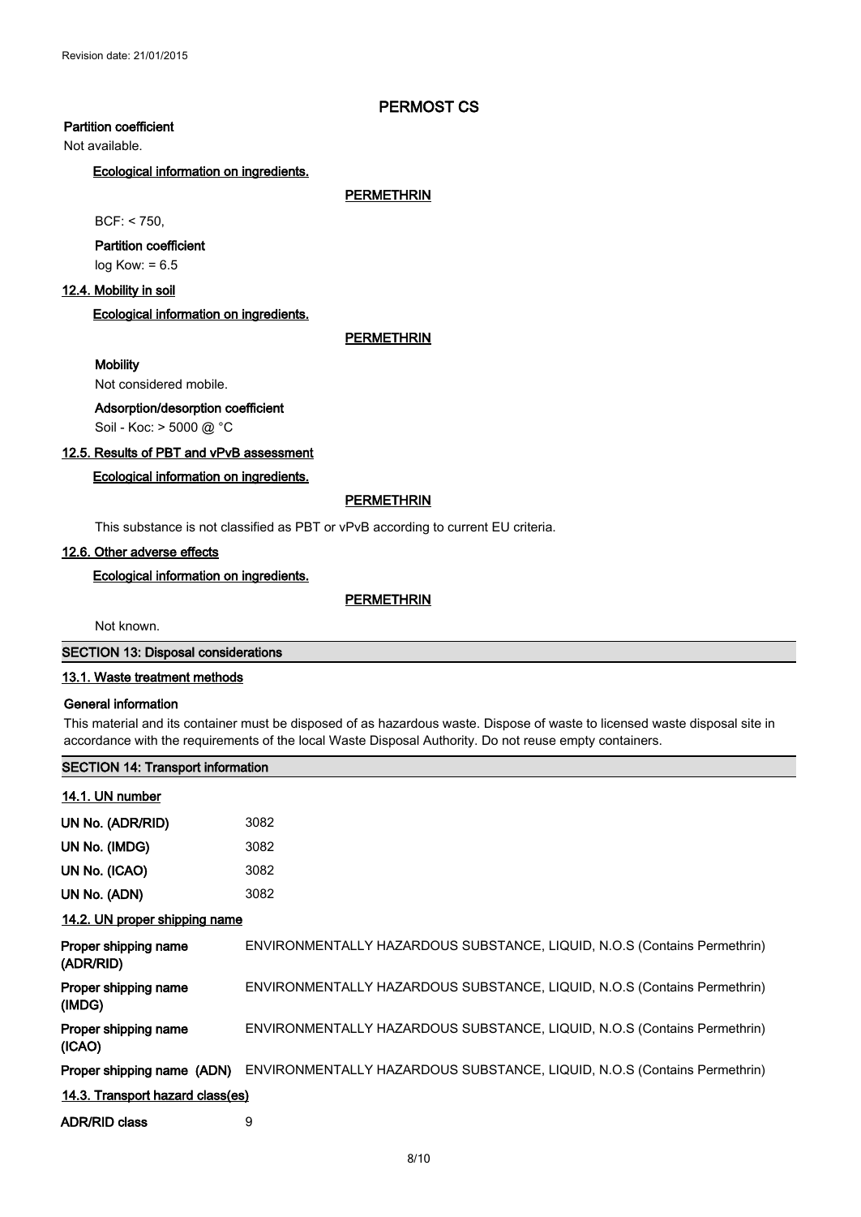## PERMOST CS

**Partition coefficient**

Not available.

**Ecological information on ingredients.**

**PERMETHRIN**

BCF: < 750,

**Partition coefficient**

log Kow: = 6.5

### 12.4. Mobility in soil

**Ecological information on ingredients.**

**PERMETHRIN**

**Mobility**

Not considered mobile.

**Adsorption/desorption coefficient**

Soil - Koc: > 5000 @ °C

### 12.5. Results of PBT and vPvB assessment

**Ecological information on ingredients.**

**PERMETHRIN**

This substance is not classified as PBT or vPvB according to current EU criteria.

### 12.6. Other adverse effects

**Ecological information on ingredients.**

**PERMETHRIN**

Not known.

## SECTION 13: Disposal considerations

### 13.1. Waste treatment methods

**General information**

This material and its container must be disposed of as hazardous waste. Dispose of waste to licensed waste disposal site in accordance with the requirements of the local Waste Disposal Authority. Do not reuse empty containers.

## SECTION 14: Transport information

### 14.1. UN number

| | |
|---|---|
| **UN No. (ADR/RID)** | 3082 |
| **UN No. (IMDG)** | 3082 |
| **UN No. (ICAO)** | 3082 |
| **UN No. (ADN)** | 3082 |

### 14.2. UN proper shipping name

| | |
|---|---|
| **Proper shipping name (ADR/RID)** | ENVIRONMENTALLY HAZARDOUS SUBSTANCE, LIQUID, N.O.S (Contains Permethrin) |
| **Proper shipping name (IMDG)** | ENVIRONMENTALLY HAZARDOUS SUBSTANCE, LIQUID, N.O.S (Contains Permethrin) |
| **Proper shipping name (ICAO)** | ENVIRONMENTALLY HAZARDOUS SUBSTANCE, LIQUID, N.O.S (Contains Permethrin) |
| **Proper shipping name (ADN)** | ENVIRONMENTALLY HAZARDOUS SUBSTANCE, LIQUID, N.O.S (Contains Permethrin) |

### 14.3. Transport hazard class(es)

| | |
|---|---|
| **ADR/RID class** | 9 |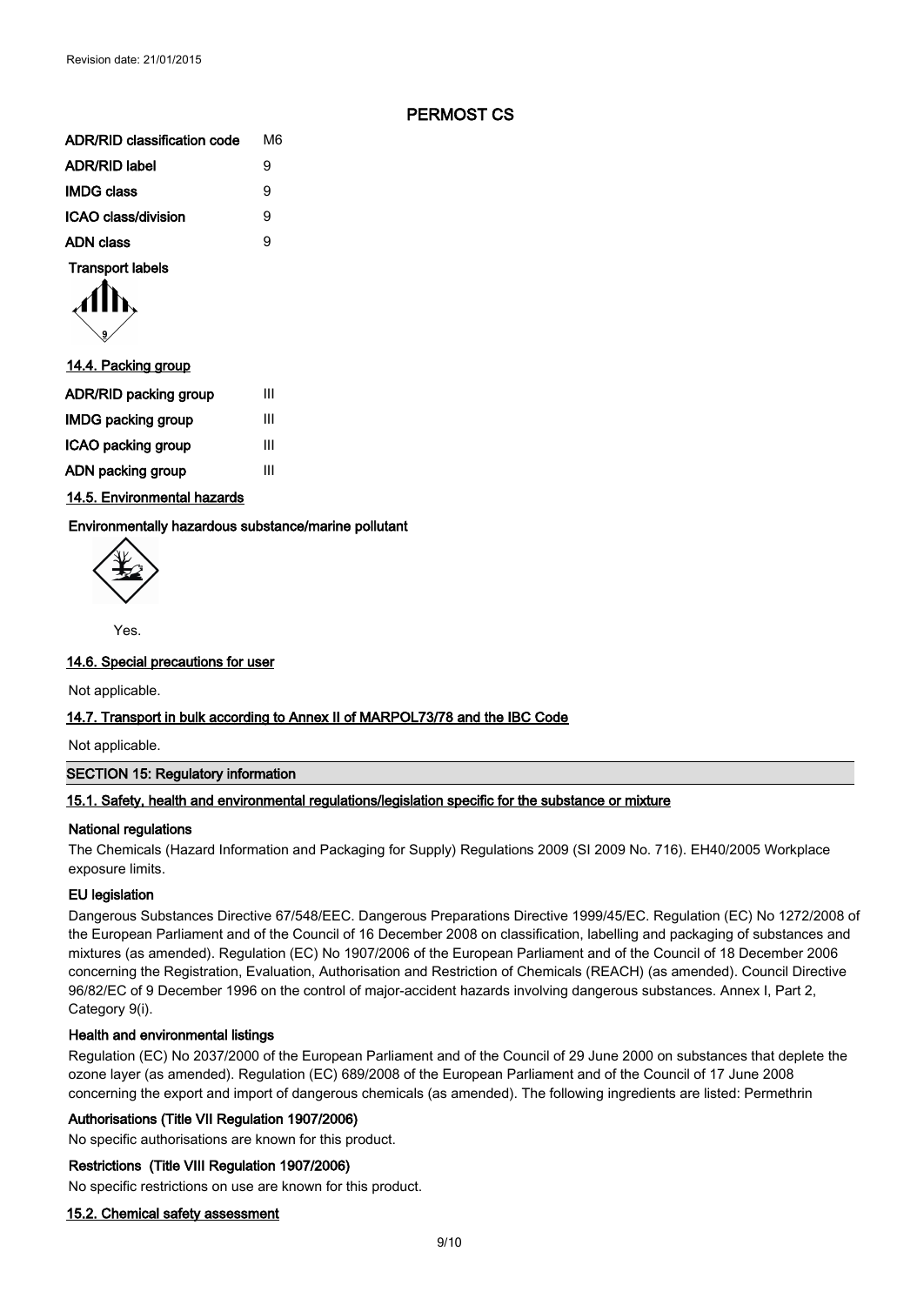| | |
|---|---|
| ADR/RID classification code | M6 |
| ADR/RID label | 9 |
| IMDG class | 9 |
| ICAO class/division | 9 |
| ADN class | 9 |

**Transport labels**

### 14.4. Packing group

| | |
|---|---|
| ADR/RID packing group | III |
| IMDG packing group | III |
| ICAO packing group | III |
| ADN packing group | III |

### 14.5. Environmental hazards

**Environmentally hazardous substance/marine pollutant**

Yes.

### 14.6. Special precautions for user

Not applicable.

### 14.7. Transport in bulk according to Annex II of MARPOL73/78 and the IBC Code

Not applicable.

## SECTION 15: Regulatory information

### 15.1. Safety, health and environmental regulations/legislation specific for the substance or mixture

**National regulations**

The Chemicals (Hazard Information and Packaging for Supply) Regulations 2009 (SI 2009 No. 716). EH40/2005 Workplace exposure limits.

**EU legislation**

Dangerous Substances Directive 67/548/EEC. Dangerous Preparations Directive 1999/45/EC. Regulation (EC) No 1272/2008 of the European Parliament and of the Council of 16 December 2008 on classification, labelling and packaging of substances and mixtures (as amended). Regulation (EC) No 1907/2006 of the European Parliament and of the Council of 18 December 2006 concerning the Registration, Evaluation, Authorisation and Restriction of Chemicals (REACH) (as amended). Council Directive 96/82/EC of 9 December 1996 on the control of major-accident hazards involving dangerous substances. Annex I, Part 2, Category 9(i).

**Health and environmental listings**

Regulation (EC) No 2037/2000 of the European Parliament and of the Council of 29 June 2000 on substances that deplete the ozone layer (as amended). Regulation (EC) 689/2008 of the European Parliament and of the Council of 17 June 2008 concerning the export and import of dangerous chemicals (as amended). The following ingredients are listed: Permethrin

**Authorisations (Title VII Regulation 1907/2006)**

No specific authorisations are known for this product.

**Restrictions (Title VIII Regulation 1907/2006)**

No specific restrictions on use are known for this product.

### 15.2. Chemical safety assessment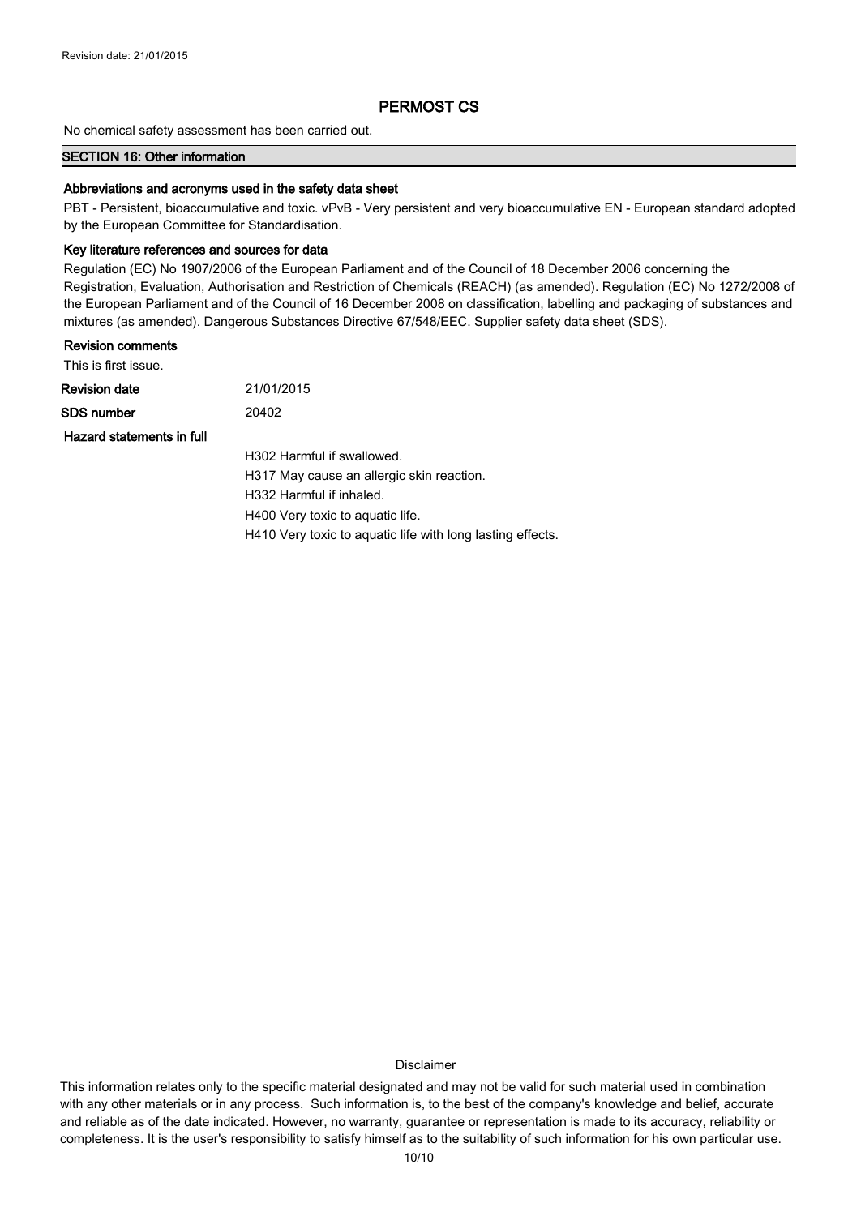No chemical safety assessment has been carried out.

## SECTION 16: Other information

### Abbreviations and acronyms used in the safety data sheet

PBT - Persistent, bioaccumulative and toxic. vPvB - Very persistent and very bioaccumulative EN - European standard adopted by the European Committee for Standardisation.

### Key literature references and sources for data

Regulation (EC) No 1907/2006 of the European Parliament and of the Council of 18 December 2006 concerning the Registration, Evaluation, Authorisation and Restriction of Chemicals (REACH) (as amended). Regulation (EC) No 1272/2008 of the European Parliament and of the Council of 16 December 2008 on classification, labelling and packaging of substances and mixtures (as amended). Dangerous Substances Directive 67/548/EEC. Supplier safety data sheet (SDS).

### Revision comments

This is first issue.

**Revision date** 21/01/2015

**SDS number** 20402

**Hazard statements in full**

H302 Harmful if swallowed.
H317 May cause an allergic skin reaction.
H332 Harmful if inhaled.
H400 Very toxic to aquatic life.
H410 Very toxic to aquatic life with long lasting effects.

Disclaimer

This information relates only to the specific material designated and may not be valid for such material used in combination with any other materials or in any process. Such information is, to the best of the company's knowledge and belief, accurate and reliable as of the date indicated. However, no warranty, guarantee or representation is made to its accuracy, reliability or completeness. It is the user's responsibility to satisfy himself as to the suitability of such information for his own particular use.